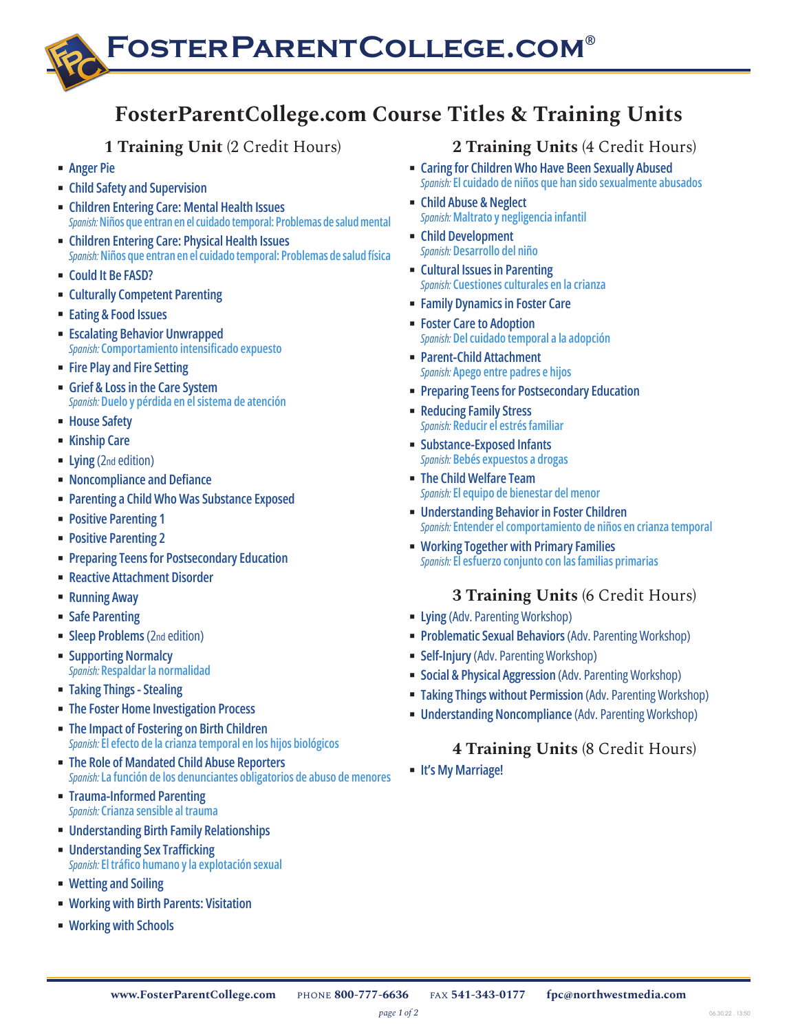# FosterParentCollege.com®

## FosterParentCollege.com Course Titles & Training Units

### 1 Training Unit (2 Credit Hours)

- Anger Pie
- Child Safety and Supervision
- Children Entering Care: Mental Health Issues
  *Spanish:* Niños que entran en el cuidado temporal: Problemas de salud mental
- Children Entering Care: Physical Health Issues
  *Spanish:* Niños que entran en el cuidado temporal: Problemas de salud física
- Could It Be FASD?
- Culturally Competent Parenting
- Eating & Food Issues
- Escalating Behavior Unwrapped
  *Spanish:* Comportamiento intensificado expuesto
- Fire Play and Fire Setting
- Grief & Loss in the Care System
  *Spanish:* Duelo y pérdida en el sistema de atención
- House Safety
- Kinship Care
- Lying (2nd edition)
- Noncompliance and Defiance
- Parenting a Child Who Was Substance Exposed
- Positive Parenting 1
- Positive Parenting 2
- Preparing Teens for Postsecondary Education
- Reactive Attachment Disorder
- Running Away
- Safe Parenting
- Sleep Problems (2nd edition)
- Supporting Normalcy
  *Spanish:* Respaldar la normalidad
- Taking Things - Stealing
- The Foster Home Investigation Process
- The Impact of Fostering on Birth Children
  *Spanish:* El efecto de la crianza temporal en los hijos biológicos
- The Role of Mandated Child Abuse Reporters
  *Spanish:* La función de los denunciantes obligatorios de abuso de menores
- Trauma-Informed Parenting
  *Spanish:* Crianza sensible al trauma
- Understanding Birth Family Relationships
- Understanding Sex Trafficking
  *Spanish:* El tráfico humano y la explotación sexual
- Wetting and Soiling
- Working with Birth Parents: Visitation
- Working with Schools

### 2 Training Units (4 Credit Hours)

- Caring for Children Who Have Been Sexually Abused
  *Spanish:* El cuidado de niños que han sido sexualmente abusados
- Child Abuse & Neglect
  *Spanish:* Maltrato y negligencia infantil
- Child Development
  *Spanish:* Desarrollo del niño
- Cultural Issues in Parenting
  *Spanish:* Cuestiones culturales en la crianza
- Family Dynamics in Foster Care
- Foster Care to Adoption
  *Spanish:* Del cuidado temporal a la adopción
- Parent-Child Attachment
  *Spanish:* Apego entre padres e hijos
- Preparing Teens for Postsecondary Education
- Reducing Family Stress
  *Spanish:* Reducir el estrés familiar
- Substance-Exposed Infants
  *Spanish:* Bebés expuestos a drogas
- The Child Welfare Team
  *Spanish:* El equipo de bienestar del menor
- Understanding Behavior in Foster Children
  *Spanish:* Entender el comportamiento de niños en crianza temporal
- Working Together with Primary Families
  *Spanish:* El esfuerzo conjunto con las familias primarias

### 3 Training Units (6 Credit Hours)

- Lying (Adv. Parenting Workshop)
- Problematic Sexual Behaviors (Adv. Parenting Workshop)
- Self-Injury (Adv. Parenting Workshop)
- Social & Physical Aggression (Adv. Parenting Workshop)
- Taking Things without Permission (Adv. Parenting Workshop)
- Understanding Noncompliance (Adv. Parenting Workshop)

### 4 Training Units (8 Credit Hours)

- It's My Marriage!

www.FosterParentCollege.com PHONE 800-777-6636 FAX 541-343-0177 fpc@northwestmedia.com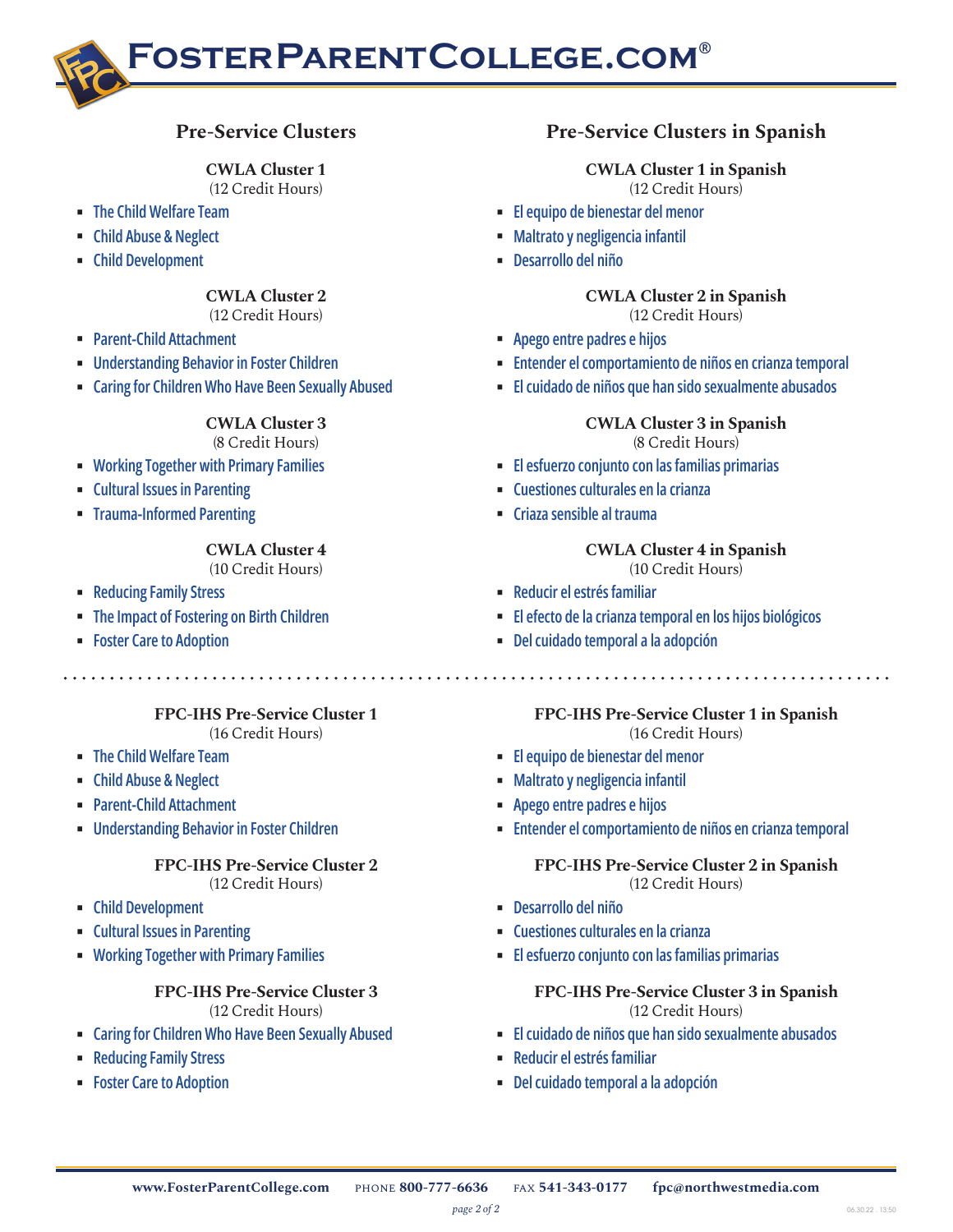# FosterParentCollege.com®

## Pre-Service Clusters

### CWLA Cluster 1
(12 Credit Hours)

- The Child Welfare Team
- Child Abuse & Neglect
- Child Development

### CWLA Cluster 2
(12 Credit Hours)

- Parent-Child Attachment
- Understanding Behavior in Foster Children
- Caring for Children Who Have Been Sexually Abused

### CWLA Cluster 3
(8 Credit Hours)

- Working Together with Primary Families
- Cultural Issues in Parenting
- Trauma-Informed Parenting

### CWLA Cluster 4
(10 Credit Hours)

- Reducing Family Stress
- The Impact of Fostering on Birth Children
- Foster Care to Adoption

## Pre-Service Clusters in Spanish

### CWLA Cluster 1 in Spanish
(12 Credit Hours)

- El equipo de bienestar del menor
- Maltrato y negligencia infantil
- Desarrollo del niño

### CWLA Cluster 2 in Spanish
(12 Credit Hours)

- Apego entre padres e hijos
- Entender el comportamiento de niños en crianza temporal
- El cuidado de niños que han sido sexualmente abusados

### CWLA Cluster 3 in Spanish
(8 Credit Hours)

- El esfuerzo conjunto con las familias primarias
- Cuestiones culturales en la crianza
- Criaza sensible al trauma

### CWLA Cluster 4 in Spanish
(10 Credit Hours)

- Reducir el estrés familiar
- El efecto de la crianza temporal en los hijos biológicos
- Del cuidado temporal a la adopción

---

### FPC-IHS Pre-Service Cluster 1
(16 Credit Hours)

- The Child Welfare Team
- Child Abuse & Neglect
- Parent-Child Attachment
- Understanding Behavior in Foster Children

### FPC-IHS Pre-Service Cluster 2
(12 Credit Hours)

- Child Development
- Cultural Issues in Parenting
- Working Together with Primary Families

### FPC-IHS Pre-Service Cluster 3
(12 Credit Hours)

- Caring for Children Who Have Been Sexually Abused
- Reducing Family Stress
- Foster Care to Adoption

### FPC-IHS Pre-Service Cluster 1 in Spanish
(16 Credit Hours)

- El equipo de bienestar del menor
- Maltrato y negligencia infantil
- Apego entre padres e hijos
- Entender el comportamiento de niños en crianza temporal

### FPC-IHS Pre-Service Cluster 2 in Spanish
(12 Credit Hours)

- Desarrollo del niño
- Cuestiones culturales en la crianza
- El esfuerzo conjunto con las familias primarias

### FPC-IHS Pre-Service Cluster 3 in Spanish
(12 Credit Hours)

- El cuidado de niños que han sido sexualmente abusados
- Reducir el estrés familiar
- Del cuidado temporal a la adopción

www.FosterParentCollege.com PHONE 800-777-6636 FAX 541-343-0177 fpc@northwestmedia.com